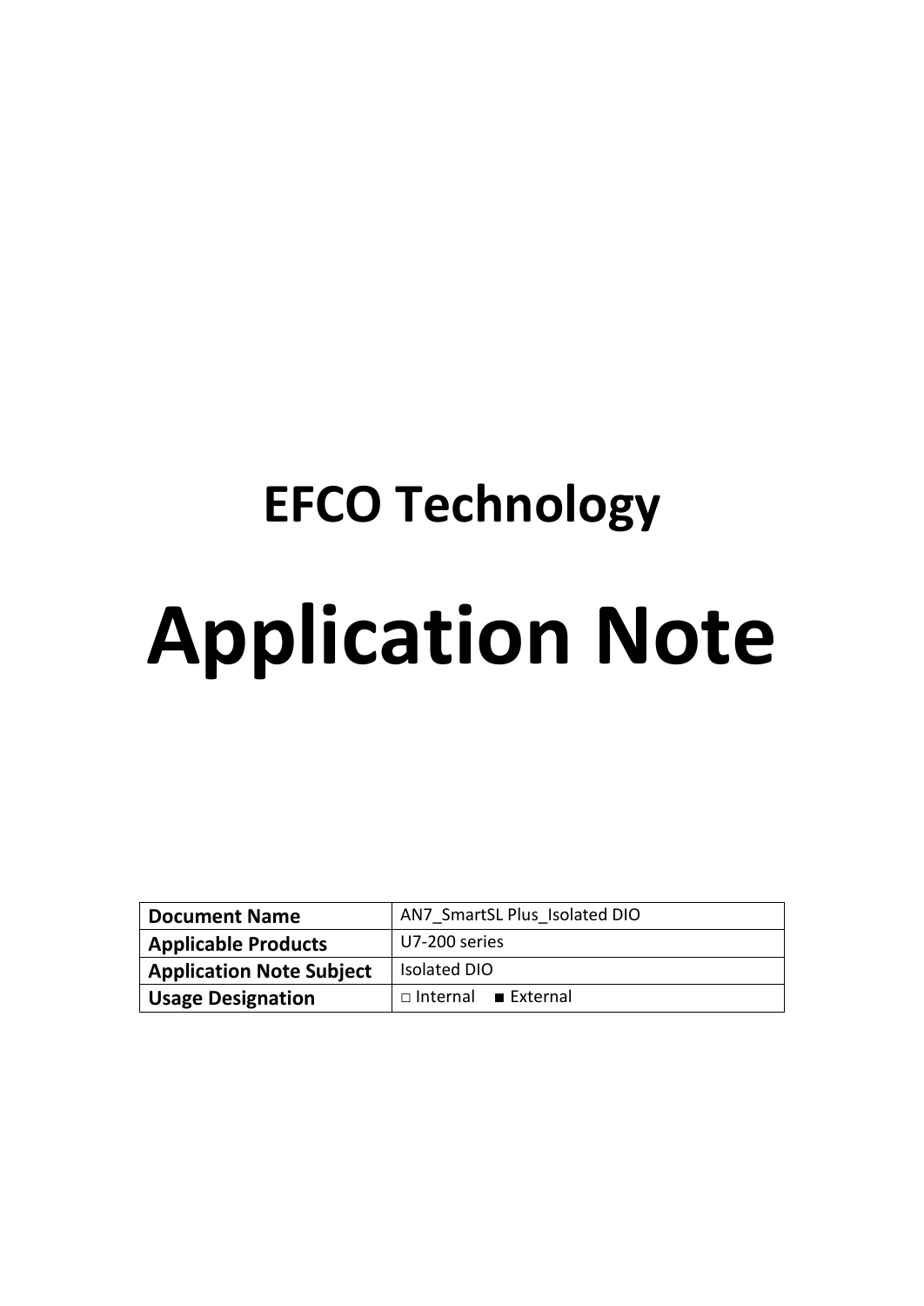# EFCO Technology

# Application Note

| Document Name | AN7_SmartSL Plus_Isolated DIO |
|---|---|
| Applicable Products | U7-200 series |
| Application Note Subject | Isolated DIO |
| Usage Designation | □ Internal ■ External |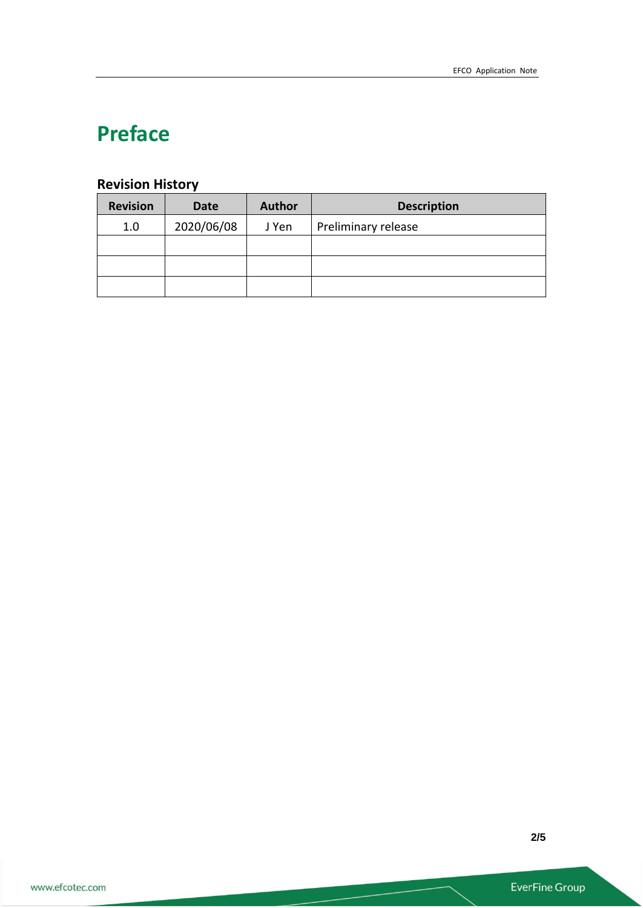# Preface

## Revision History

| Revision | Date | Author | Description |
|---|---|---|---|
| 1.0 | 2020/06/08 | J Yen | Preliminary release |
| | | | |
| | | | |
| | | | |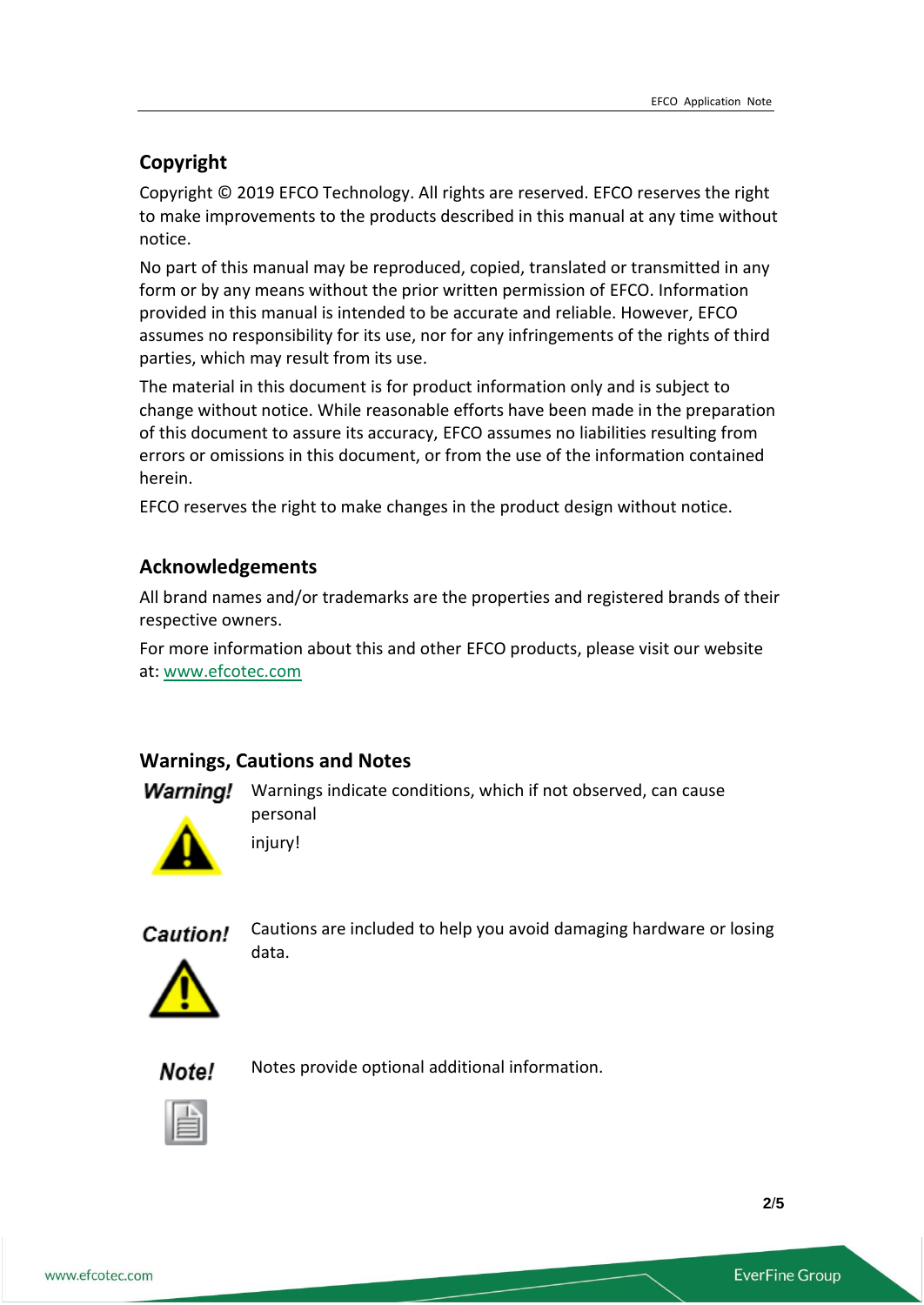## Copyright

Copyright © 2019 EFCO Technology. All rights are reserved. EFCO reserves the right to make improvements to the products described in this manual at any time without notice.

No part of this manual may be reproduced, copied, translated or transmitted in any form or by any means without the prior written permission of EFCO. Information provided in this manual is intended to be accurate and reliable. However, EFCO assumes no responsibility for its use, nor for any infringements of the rights of third parties, which may result from its use.

The material in this document is for product information only and is subject to change without notice. While reasonable efforts have been made in the preparation of this document to assure its accuracy, EFCO assumes no liabilities resulting from errors or omissions in this document, or from the use of the information contained herein.

EFCO reserves the right to make changes in the product design without notice.

## Acknowledgements

All brand names and/or trademarks are the properties and registered brands of their respective owners.

For more information about this and other EFCO products, please visit our website at: www.efcotec.com

## Warnings, Cautions and Notes

**Warning!** Warnings indicate conditions, which if not observed, can cause personal injury!

**Caution!** Cautions are included to help you avoid damaging hardware or losing data.

**Note!** Notes provide optional additional information.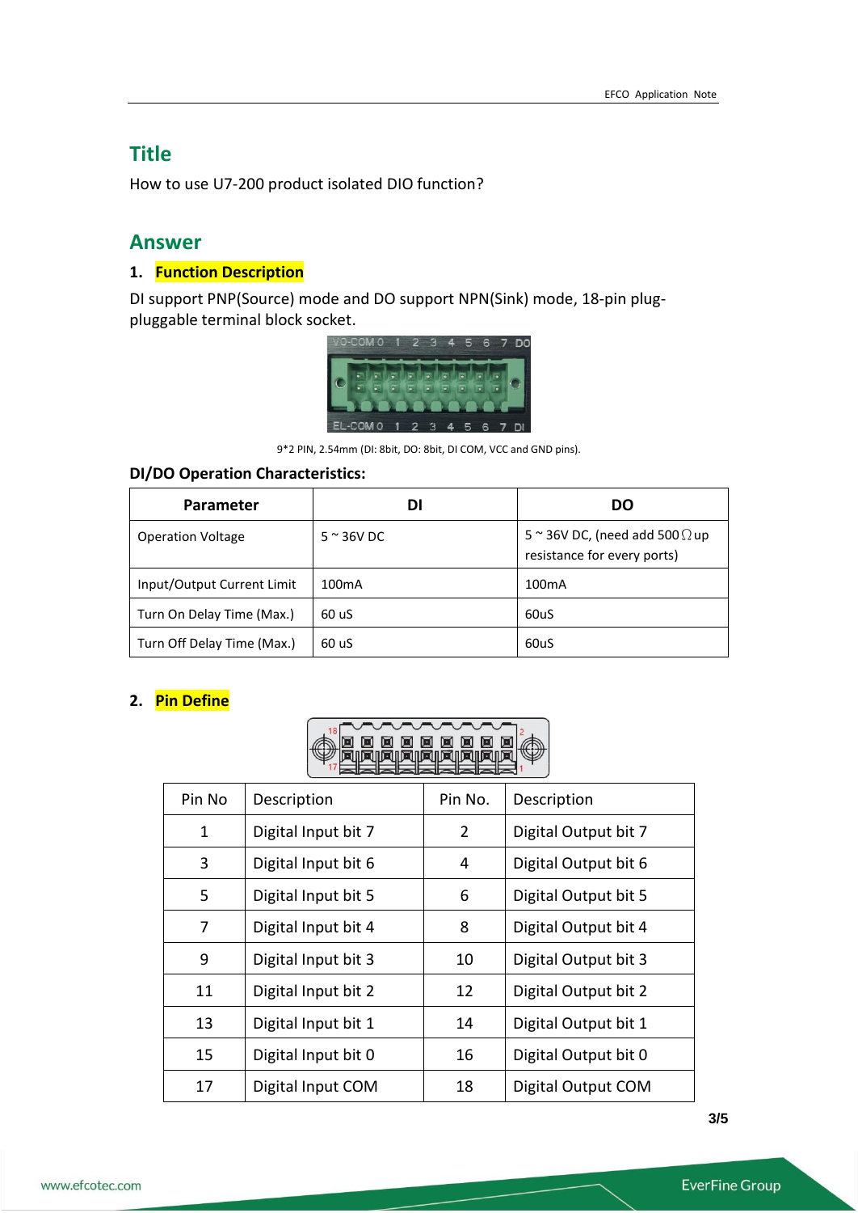## Title

How to use U7-200 product isolated DIO function?

## Answer

### 1. Function Description

DI support PNP(Source) mode and DO support NPN(Sink) mode, 18-pin plug-pluggable terminal block socket.

9*2 PIN, 2.54mm (DI: 8bit, DO: 8bit, DI COM, VCC and GND pins).

**DI/DO Operation Characteristics:**

| Parameter | DI | DO |
|---|---|---|
| Operation Voltage | 5 ~ 36V DC | 5 ~ 36V DC, (need add 500Ω up resistance for every ports) |
| Input/Output Current Limit | 100mA | 100mA |
| Turn On Delay Time (Max.) | 60 uS | 60uS |
| Turn Off Delay Time (Max.) | 60 uS | 60uS |

### 2. Pin Define

| Pin No | Description | Pin No. | Description |
|---|---|---|---|
| 1 | Digital Input bit 7 | 2 | Digital Output bit 7 |
| 3 | Digital Input bit 6 | 4 | Digital Output bit 6 |
| 5 | Digital Input bit 5 | 6 | Digital Output bit 5 |
| 7 | Digital Input bit 4 | 8 | Digital Output bit 4 |
| 9 | Digital Input bit 3 | 10 | Digital Output bit 3 |
| 11 | Digital Input bit 2 | 12 | Digital Output bit 2 |
| 13 | Digital Input bit 1 | 14 | Digital Output bit 1 |
| 15 | Digital Input bit 0 | 16 | Digital Output bit 0 |
| 17 | Digital Input COM | 18 | Digital Output COM |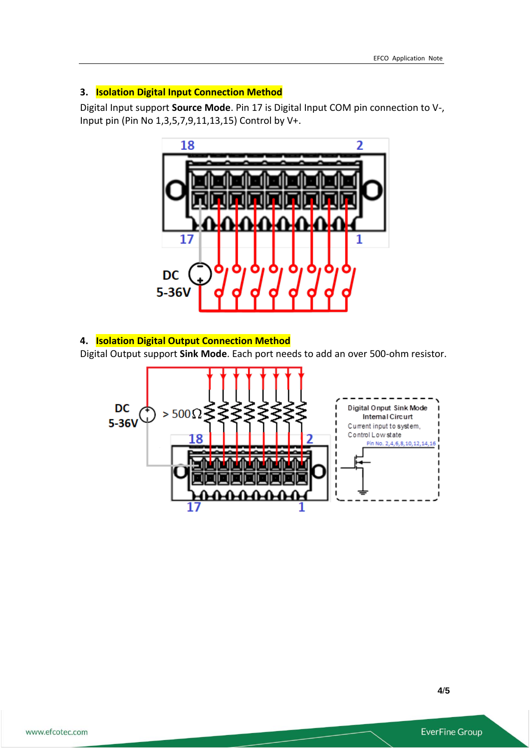## 3. Isolation Digital Input Connection Method

Digital Input support **Source Mode**. Pin 17 is Digital Input COM pin connection to V-, Input pin (Pin No 1,3,5,7,9,11,13,15) Control by V+.

18
2
17
1
DC
5-36V

## 4. Isolation Digital Output Connection Method

Digital Output support **Sink Mode**. Each port needs to add an over 500-ohm resistor.

DC
5-36V
> 500Ω
18
2
17
1

Digital Onput Sink Mode
Internal Circurt
Current input to system,
Control Low state
Pin No. 2,4,6,8,10,12,14,16